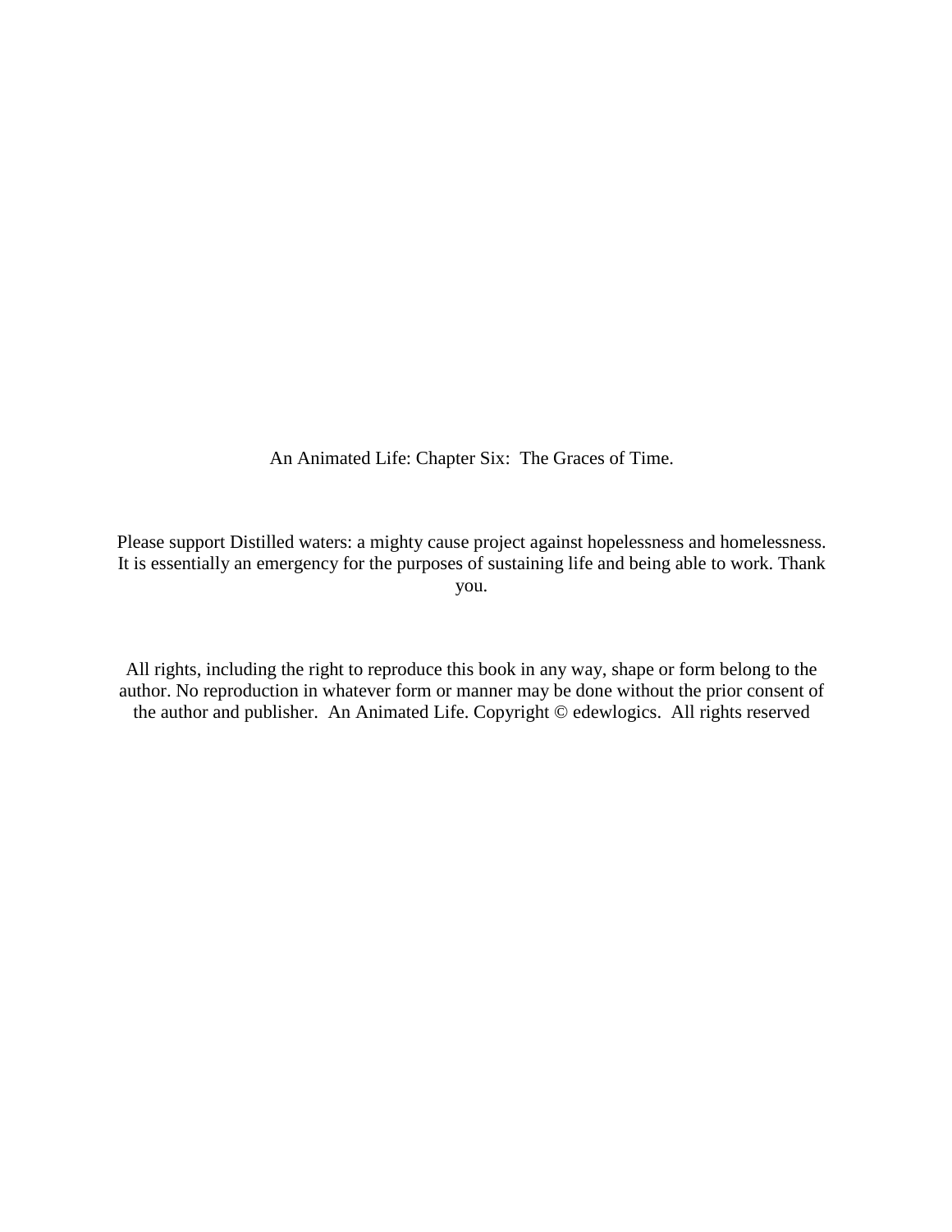An Animated Life: Chapter Six: The Graces of Time.

Please support Distilled waters: a mighty cause project against hopelessness and homelessness. It is essentially an emergency for the purposes of sustaining life and being able to work. Thank you.

All rights, including the right to reproduce this book in any way, shape or form belong to the author. No reproduction in whatever form or manner may be done without the prior consent of the author and publisher. An Animated Life. Copyright © edewlogics. All rights reserved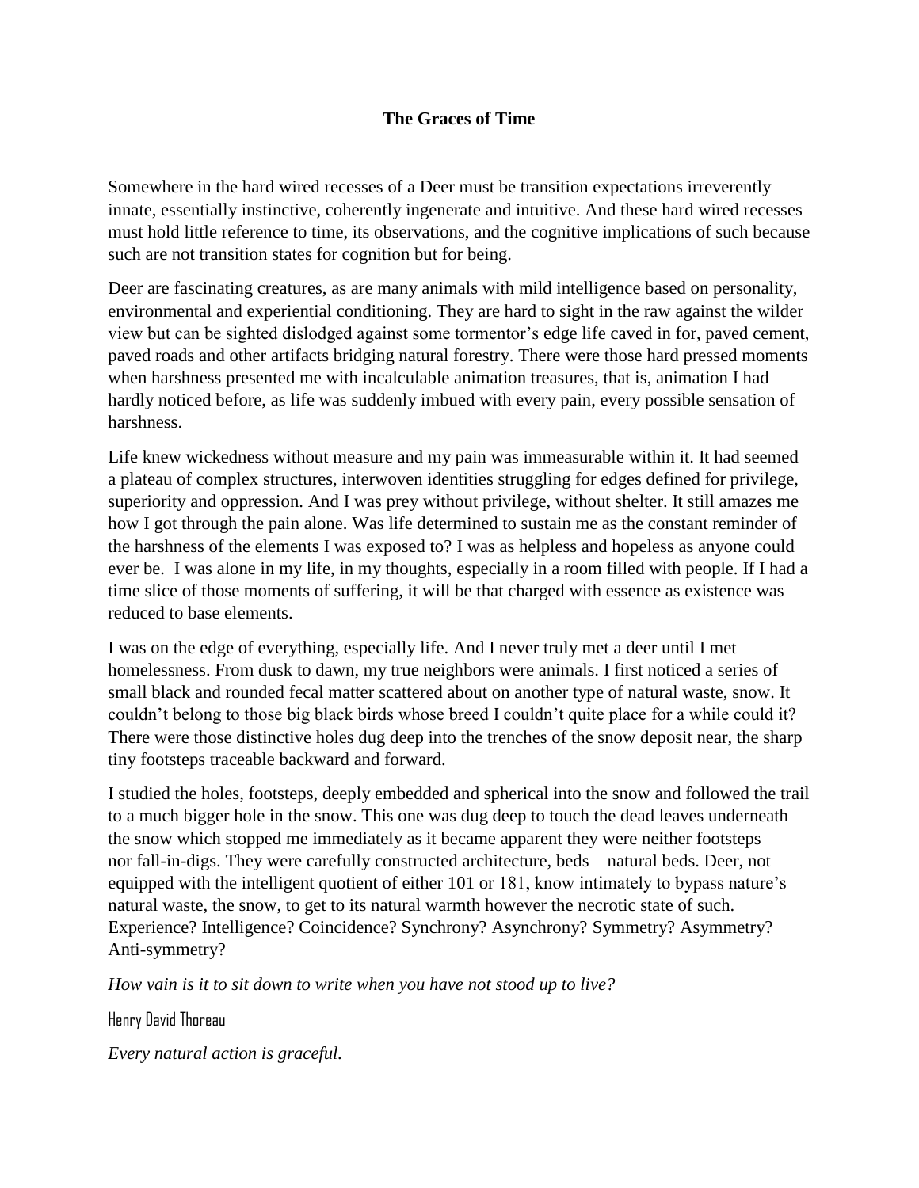**The Graces of Time**

Somewhere in the hard wired recesses of a Deer must be transition expectations irreverently innate, essentially instinctive, coherently ingenerate and intuitive. And these hard wired recesses must hold little reference to time, its observations, and the cognitive implications of such because such are not transition states for cognition but for being.

Deer are fascinating creatures, as are many animals with mild intelligence based on personality, environmental and experiential conditioning. They are hard to sight in the raw against the wilder view but can be sighted dislodged against some tormentor's edge life caved in for, paved cement, paved roads and other artifacts bridging natural forestry. There were those hard pressed moments when harshness presented me with incalculable animation treasures, that is, animation I had hardly noticed before, as life was suddenly imbued with every pain, every possible sensation of harshness.

Life knew wickedness without measure and my pain was immeasurable within it. It had seemed a plateau of complex structures, interwoven identities struggling for edges defined for privilege, superiority and oppression. And I was prey without privilege, without shelter. It still amazes me how I got through the pain alone. Was life determined to sustain me as the constant reminder of the harshness of the elements I was exposed to? I was as helpless and hopeless as anyone could ever be. I was alone in my life, in my thoughts, especially in a room filled with people. If I had a time slice of those moments of suffering, it will be that charged with essence as existence was reduced to base elements.

I was on the edge of everything, especially life. And I never truly met a deer until I met homelessness. From dusk to dawn, my true neighbors were animals. I first noticed a series of small black and rounded fecal matter scattered about on another type of natural waste, snow. It couldn't belong to those big black birds whose breed I couldn't quite place for a while could it? There were those distinctive holes dug deep into the trenches of the snow deposit near, the sharp tiny footsteps traceable backward and forward.

I studied the holes, footsteps, deeply embedded and spherical into the snow and followed the trail to a much bigger hole in the snow. This one was dug deep to touch the dead leaves underneath the snow which stopped me immediately as it became apparent they were neither footsteps nor fall-in-digs. They were carefully constructed architecture, beds—natural beds. Deer, not equipped with the intelligent quotient of either 101 or 181, know intimately to bypass nature's natural waste, the snow, to get to its natural warmth however the necrotic state of such. Experience? Intelligence? Coincidence? Synchrony? Asynchrony? Symmetry? Asymmetry? Anti-symmetry?

*How vain is it to sit down to write when you have not stood up to live?*

Henry David Thoreau

*Every natural action is graceful.*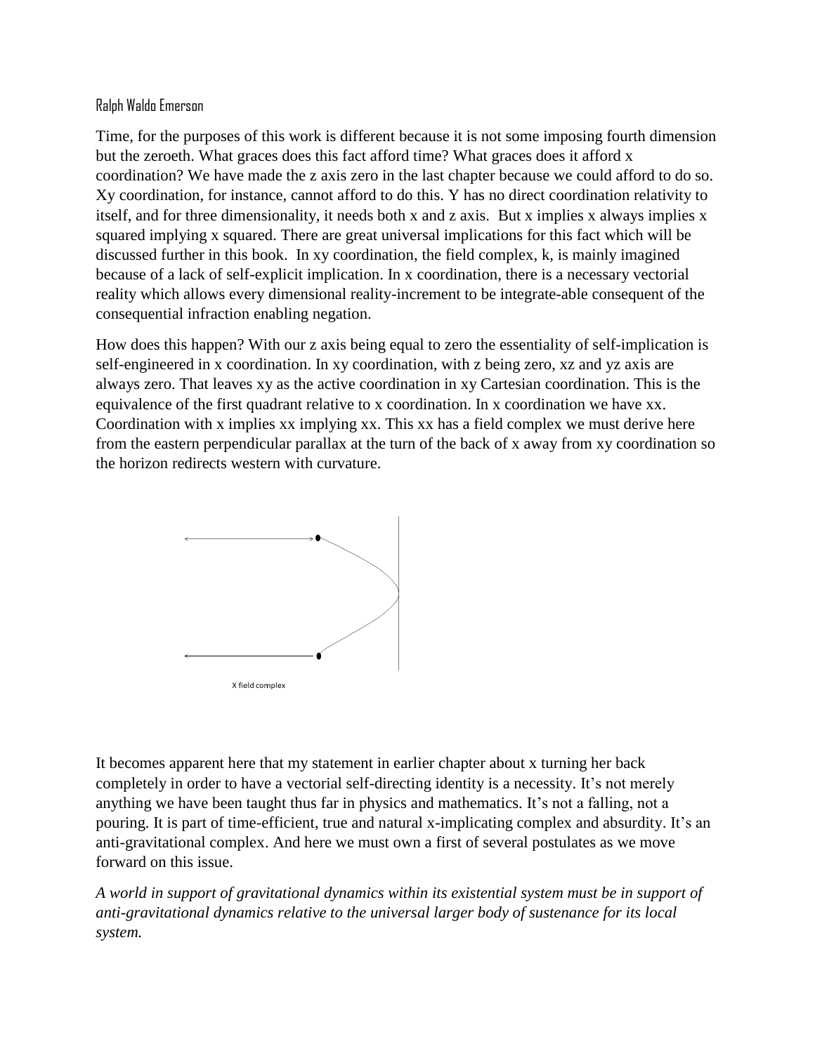Ralph Waldo Emerson

Time, for the purposes of this work is different because it is not some imposing fourth dimension but the zeroeth. What graces does this fact afford time? What graces does it afford x coordination? We have made the z axis zero in the last chapter because we could afford to do so. Xy coordination, for instance, cannot afford to do this. Y has no direct coordination relativity to itself, and for three dimensionality, it needs both x and z axis. But x implies x always implies x squared implying x squared. There are great universal implications for this fact which will be discussed further in this book. In xy coordination, the field complex, k, is mainly imagined because of a lack of self-explicit implication. In x coordination, there is a necessary vectorial reality which allows every dimensional reality-increment to be integrate-able consequent of the consequential infraction enabling negation.

How does this happen? With our z axis being equal to zero the essentiality of self-implication is self-engineered in x coordination. In xy coordination, with z being zero, xz and yz axis are always zero. That leaves xy as the active coordination in xy Cartesian coordination. This is the equivalence of the first quadrant relative to x coordination. In x coordination we have xx. Coordination with x implies xx implying xx. This xx has a field complex we must derive here from the eastern perpendicular parallax at the turn of the back of x away from xy coordination so the horizon redirects western with curvature.

X field complex

It becomes apparent here that my statement in earlier chapter about x turning her back completely in order to have a vectorial self-directing identity is a necessity. It's not merely anything we have been taught thus far in physics and mathematics. It's not a falling, not a pouring. It is part of time-efficient, true and natural x-implicating complex and absurdity. It's an anti-gravitational complex. And here we must own a first of several postulates as we move forward on this issue.

*A world in support of gravitational dynamics within its existential system must be in support of anti-gravitational dynamics relative to the universal larger body of sustenance for its local system.*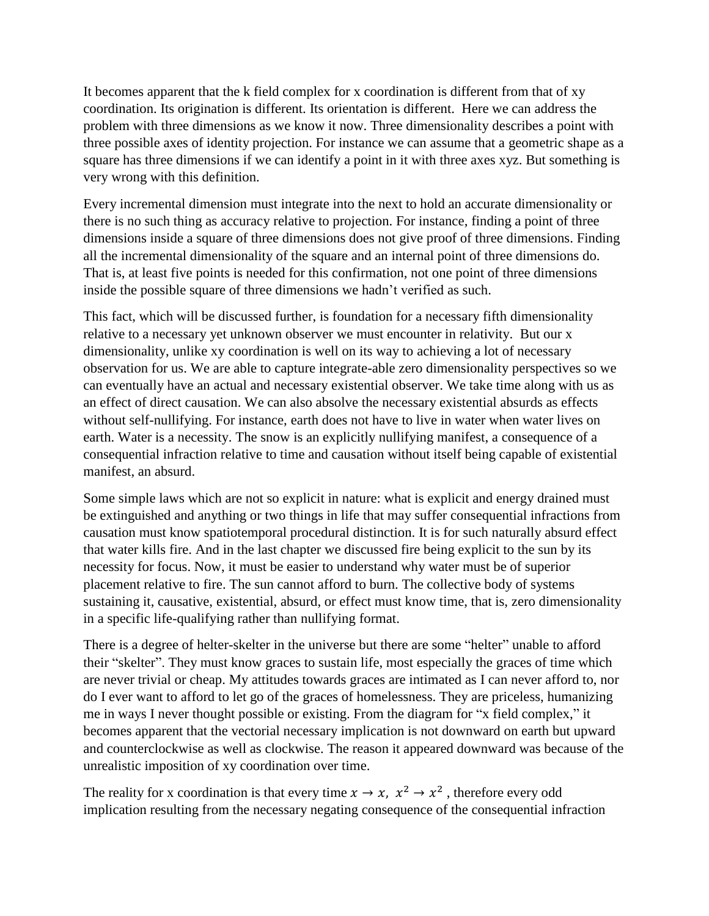It becomes apparent that the k field complex for x coordination is different from that of xy coordination. Its origination is different. Its orientation is different. Here we can address the problem with three dimensions as we know it now. Three dimensionality describes a point with three possible axes of identity projection. For instance we can assume that a geometric shape as a square has three dimensions if we can identify a point in it with three axes xyz. But something is very wrong with this definition.

Every incremental dimension must integrate into the next to hold an accurate dimensionality or there is no such thing as accuracy relative to projection. For instance, finding a point of three dimensions inside a square of three dimensions does not give proof of three dimensions. Finding all the incremental dimensionality of the square and an internal point of three dimensions do. That is, at least five points is needed for this confirmation, not one point of three dimensions inside the possible square of three dimensions we hadn't verified as such.

This fact, which will be discussed further, is foundation for a necessary fifth dimensionality relative to a necessary yet unknown observer we must encounter in relativity. But our x dimensionality, unlike xy coordination is well on its way to achieving a lot of necessary observation for us. We are able to capture integrate-able zero dimensionality perspectives so we can eventually have an actual and necessary existential observer. We take time along with us as an effect of direct causation. We can also absolve the necessary existential absurds as effects without self-nullifying. For instance, earth does not have to live in water when water lives on earth. Water is a necessity. The snow is an explicitly nullifying manifest, a consequence of a consequential infraction relative to time and causation without itself being capable of existential manifest, an absurd.

Some simple laws which are not so explicit in nature: what is explicit and energy drained must be extinguished and anything or two things in life that may suffer consequential infractions from causation must know spatiotemporal procedural distinction. It is for such naturally absurd effect that water kills fire. And in the last chapter we discussed fire being explicit to the sun by its necessity for focus. Now, it must be easier to understand why water must be of superior placement relative to fire. The sun cannot afford to burn. The collective body of systems sustaining it, causative, existential, absurd, or effect must know time, that is, zero dimensionality in a specific life-qualifying rather than nullifying format.

There is a degree of helter-skelter in the universe but there are some "helter" unable to afford their "skelter". They must know graces to sustain life, most especially the graces of time which are never trivial or cheap. My attitudes towards graces are intimated as I can never afford to, nor do I ever want to afford to let go of the graces of homelessness. They are priceless, humanizing me in ways I never thought possible or existing. From the diagram for "x field complex," it becomes apparent that the vectorial necessary implication is not downward on earth but upward and counterclockwise as well as clockwise. The reason it appeared downward was because of the unrealistic imposition of xy coordination over time.

The reality for x coordination is that every time $x \to x,\ x^2 \to x^2$ , therefore every odd implication resulting from the necessary negating consequence of the consequential infraction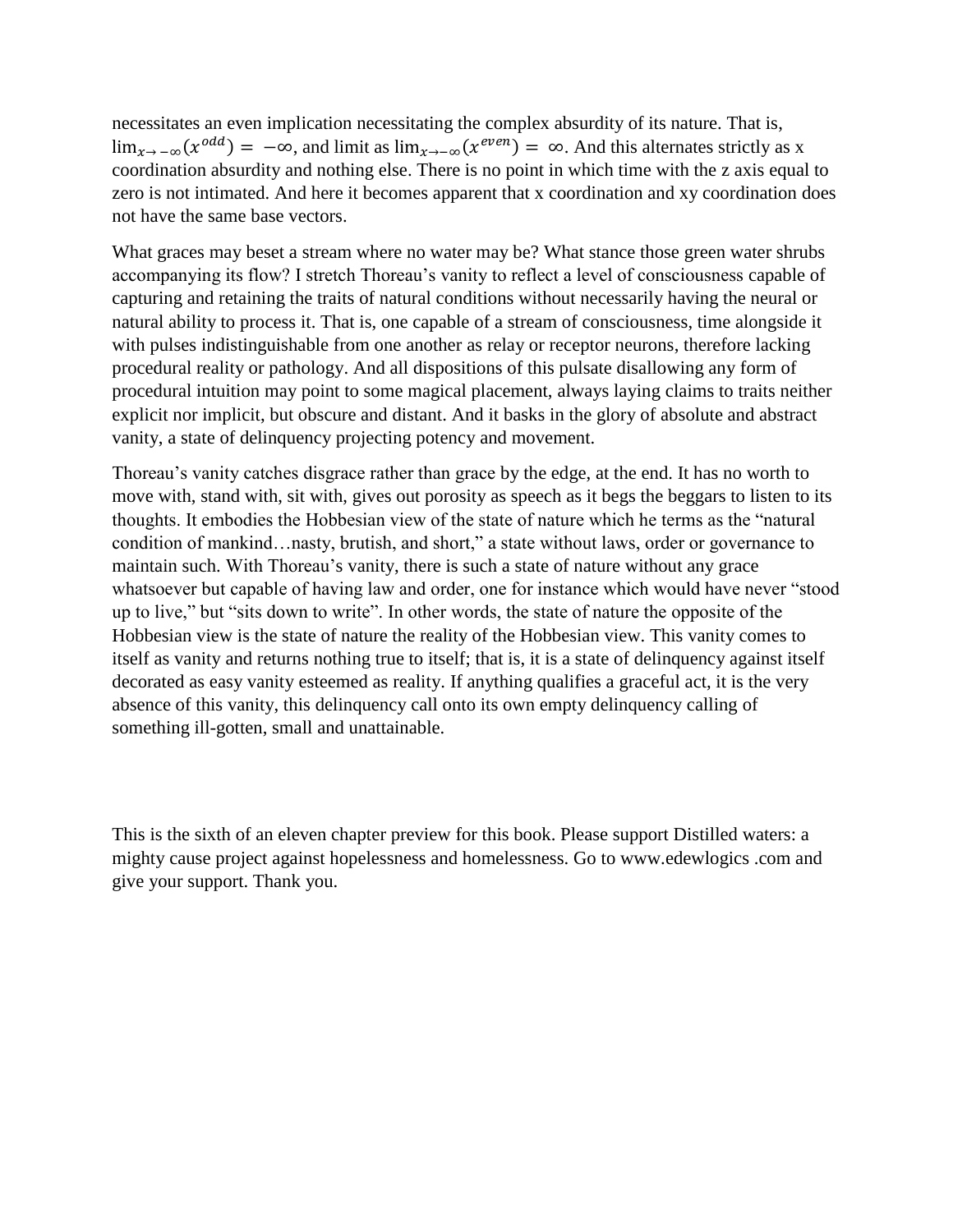necessitates an even implication necessitating the complex absurdity of its nature. That is, $\lim_{x\to -\infty}(x^{odd}) = -\infty$, and limit as $\lim_{x\to-\infty}(x^{even}) = \infty$. And this alternates strictly as x coordination absurdity and nothing else. There is no point in which time with the z axis equal to zero is not intimated. And here it becomes apparent that x coordination and xy coordination does not have the same base vectors.

What graces may beset a stream where no water may be? What stance those green water shrubs accompanying its flow? I stretch Thoreau's vanity to reflect a level of consciousness capable of capturing and retaining the traits of natural conditions without necessarily having the neural or natural ability to process it. That is, one capable of a stream of consciousness, time alongside it with pulses indistinguishable from one another as relay or receptor neurons, therefore lacking procedural reality or pathology. And all dispositions of this pulsate disallowing any form of procedural intuition may point to some magical placement, always laying claims to traits neither explicit nor implicit, but obscure and distant. And it basks in the glory of absolute and abstract vanity, a state of delinquency projecting potency and movement.

Thoreau's vanity catches disgrace rather than grace by the edge, at the end. It has no worth to move with, stand with, sit with, gives out porosity as speech as it begs the beggars to listen to its thoughts. It embodies the Hobbesian view of the state of nature which he terms as the "natural condition of mankind…nasty, brutish, and short," a state without laws, order or governance to maintain such. With Thoreau's vanity, there is such a state of nature without any grace whatsoever but capable of having law and order, one for instance which would have never "stood up to live," but "sits down to write". In other words, the state of nature the opposite of the Hobbesian view is the state of nature the reality of the Hobbesian view. This vanity comes to itself as vanity and returns nothing true to itself; that is, it is a state of delinquency against itself decorated as easy vanity esteemed as reality. If anything qualifies a graceful act, it is the very absence of this vanity, this delinquency call onto its own empty delinquency calling of something ill-gotten, small and unattainable.

This is the sixth of an eleven chapter preview for this book. Please support Distilled waters: a mighty cause project against hopelessness and homelessness. Go to www.edewlogics .com and give your support. Thank you.